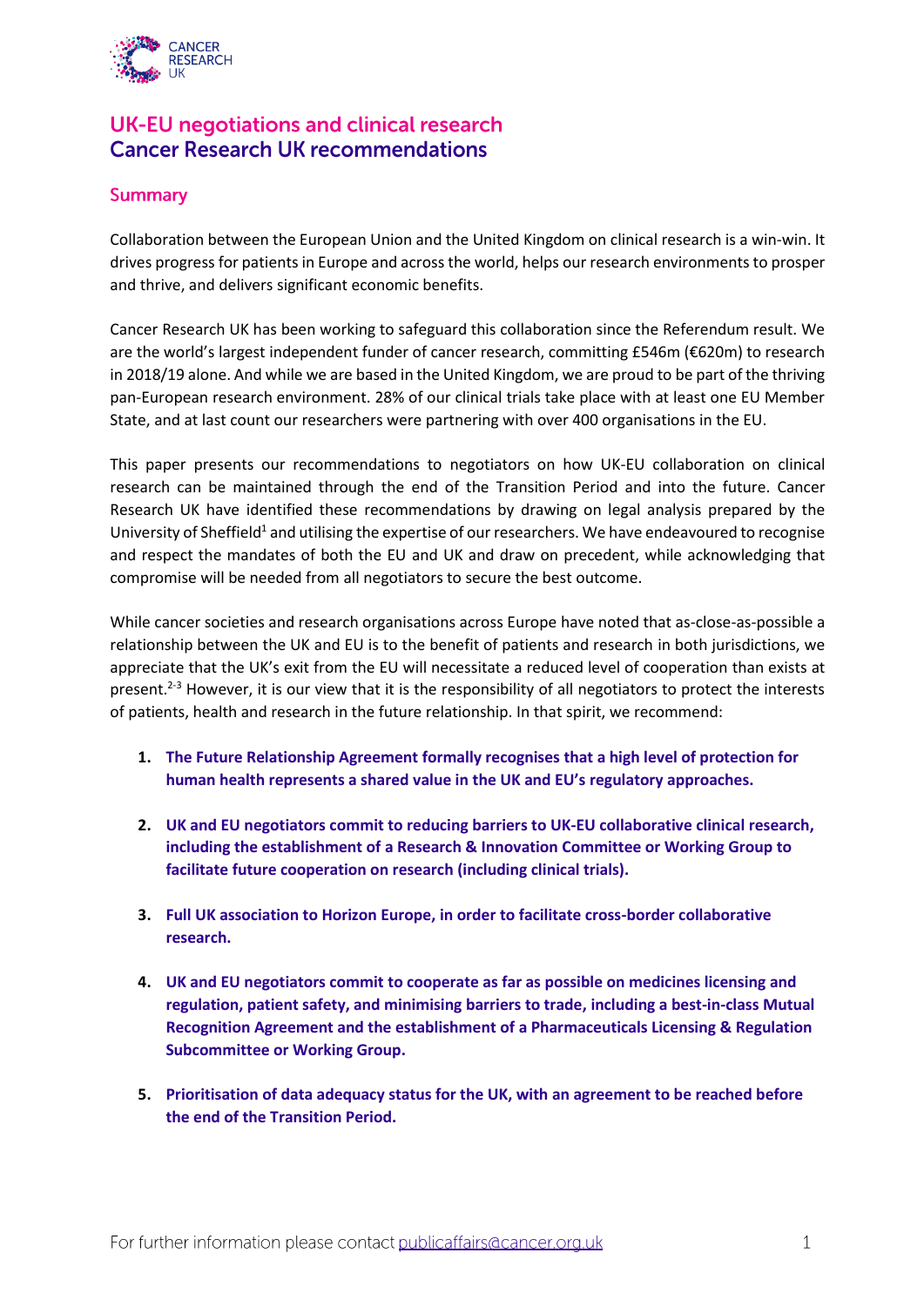# UK-EU negotiations and clinical research
## Cancer Research UK recommendations

### Summary

Collaboration between the European Union and the United Kingdom on clinical research is a win-win. It drives progress for patients in Europe and across the world, helps our research environments to prosper and thrive, and delivers significant economic benefits.

Cancer Research UK has been working to safeguard this collaboration since the Referendum result. We are the world's largest independent funder of cancer research, committing £546m (€620m) to research in 2018/19 alone. And while we are based in the United Kingdom, we are proud to be part of the thriving pan-European research environment. 28% of our clinical trials take place with at least one EU Member State, and at last count our researchers were partnering with over 400 organisations in the EU.

This paper presents our recommendations to negotiators on how UK-EU collaboration on clinical research can be maintained through the end of the Transition Period and into the future. Cancer Research UK have identified these recommendations by drawing on legal analysis prepared by the University of Sheffield[1] and utilising the expertise of our researchers. We have endeavoured to recognise and respect the mandates of both the EU and UK and draw on precedent, while acknowledging that compromise will be needed from all negotiators to secure the best outcome.

While cancer societies and research organisations across Europe have noted that as-close-as-possible a relationship between the UK and EU is to the benefit of patients and research in both jurisdictions, we appreciate that the UK's exit from the EU will necessitate a reduced level of cooperation than exists at present.[2-3] However, it is our view that it is the responsibility of all negotiators to protect the interests of patients, health and research in the future relationship. In that spirit, we recommend:

1. **The Future Relationship Agreement formally recognises that a high level of protection for human health represents a shared value in the UK and EU's regulatory approaches.**

2. **UK and EU negotiators commit to reducing barriers to UK-EU collaborative clinical research, including the establishment of a Research & Innovation Committee or Working Group to facilitate future cooperation on research (including clinical trials).**

3. **Full UK association to Horizon Europe, in order to facilitate cross-border collaborative research.**

4. **UK and EU negotiators commit to cooperate as far as possible on medicines licensing and regulation, patient safety, and minimising barriers to trade, including a best-in-class Mutual Recognition Agreement and the establishment of a Pharmaceuticals Licensing & Regulation Subcommittee or Working Group.**

5. **Prioritisation of data adequacy status for the UK, with an agreement to be reached before the end of the Transition Period.**

For further information please contact publicaffairs@cancer.org.uk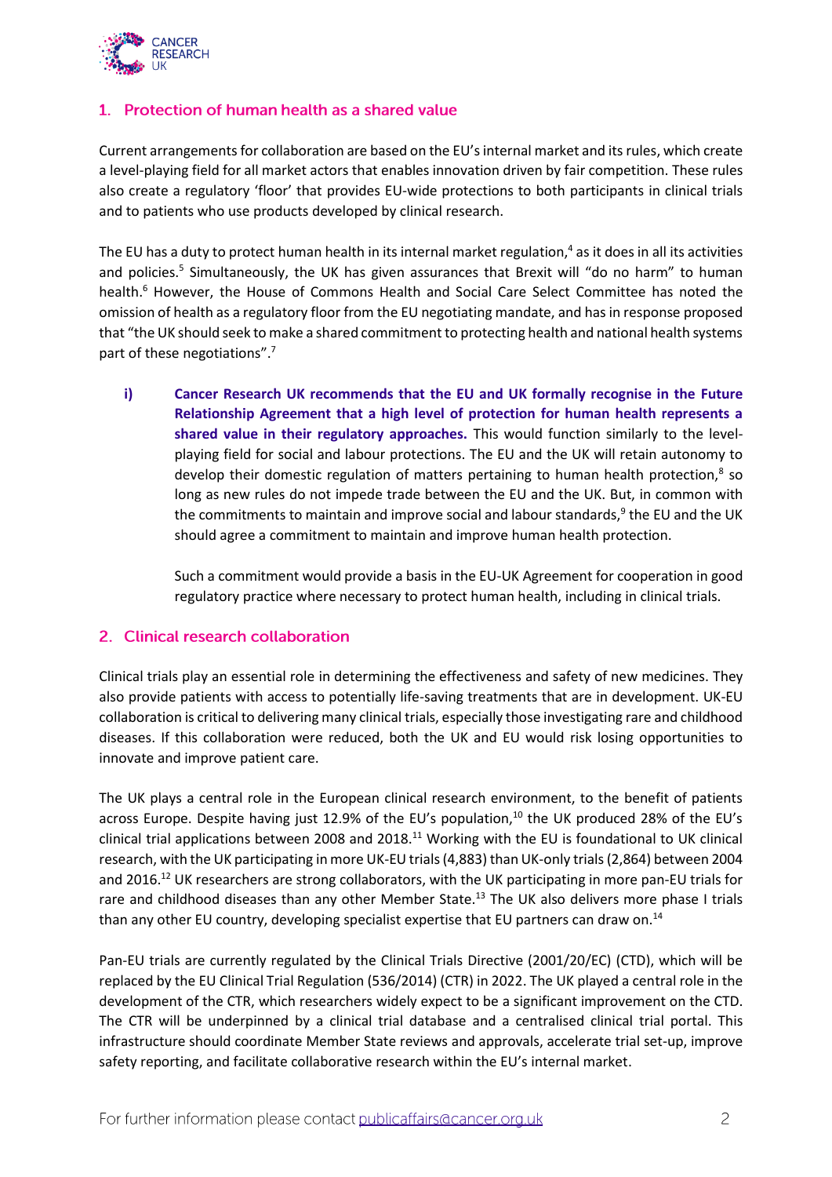## 1. Protection of human health as a shared value

Current arrangements for collaboration are based on the EU's internal market and its rules, which create a level-playing field for all market actors that enables innovation driven by fair competition. These rules also create a regulatory 'floor' that provides EU-wide protections to both participants in clinical trials and to patients who use products developed by clinical research.

The EU has a duty to protect human health in its internal market regulation,[4] as it does in all its activities and policies.[5] Simultaneously, the UK has given assurances that Brexit will "do no harm" to human health.[6] However, the House of Commons Health and Social Care Select Committee has noted the omission of health as a regulatory floor from the EU negotiating mandate, and has in response proposed that "the UK should seek to make a shared commitment to protecting health and national health systems part of these negotiations".[7]

**i) Cancer Research UK recommends that the EU and UK formally recognise in the Future Relationship Agreement that a high level of protection for human health represents a shared value in their regulatory approaches.** This would function similarly to the level-playing field for social and labour protections. The EU and the UK will retain autonomy to develop their domestic regulation of matters pertaining to human health protection,[8] so long as new rules do not impede trade between the EU and the UK. But, in common with the commitments to maintain and improve social and labour standards,[9] the EU and the UK should agree a commitment to maintain and improve human health protection.

Such a commitment would provide a basis in the EU-UK Agreement for cooperation in good regulatory practice where necessary to protect human health, including in clinical trials.

## 2. Clinical research collaboration

Clinical trials play an essential role in determining the effectiveness and safety of new medicines. They also provide patients with access to potentially life-saving treatments that are in development. UK-EU collaboration is critical to delivering many clinical trials, especially those investigating rare and childhood diseases. If this collaboration were reduced, both the UK and EU would risk losing opportunities to innovate and improve patient care.

The UK plays a central role in the European clinical research environment, to the benefit of patients across Europe. Despite having just 12.9% of the EU's population,[10] the UK produced 28% of the EU's clinical trial applications between 2008 and 2018.[11] Working with the EU is foundational to UK clinical research, with the UK participating in more UK-EU trials (4,883) than UK-only trials (2,864) between 2004 and 2016.[12] UK researchers are strong collaborators, with the UK participating in more pan-EU trials for rare and childhood diseases than any other Member State.[13] The UK also delivers more phase I trials than any other EU country, developing specialist expertise that EU partners can draw on.[14]

Pan-EU trials are currently regulated by the Clinical Trials Directive (2001/20/EC) (CTD), which will be replaced by the EU Clinical Trial Regulation (536/2014) (CTR) in 2022. The UK played a central role in the development of the CTR, which researchers widely expect to be a significant improvement on the CTD. The CTR will be underpinned by a clinical trial database and a centralised clinical trial portal. This infrastructure should coordinate Member State reviews and approvals, accelerate trial set-up, improve safety reporting, and facilitate collaborative research within the EU's internal market.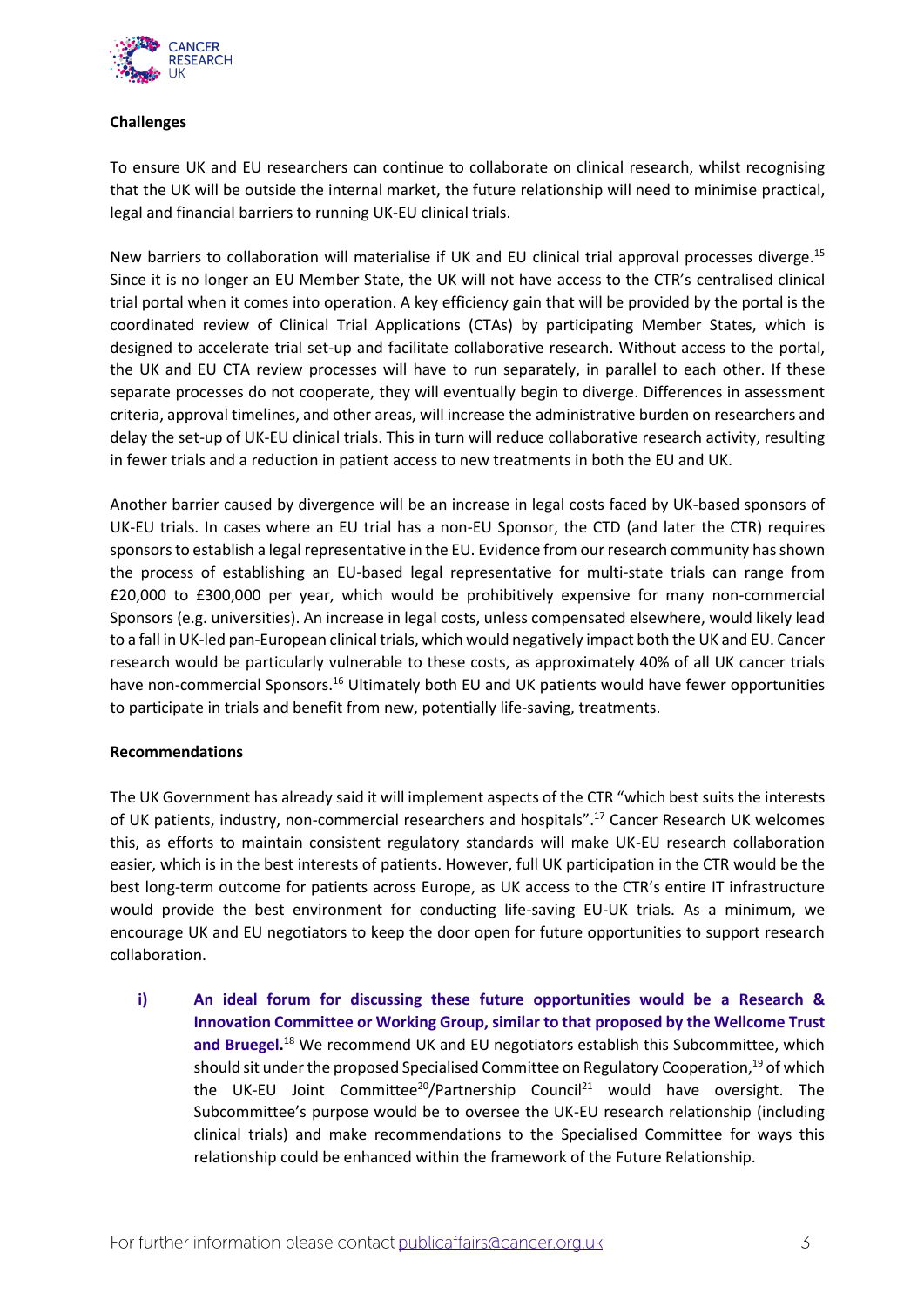**Challenges**

To ensure UK and EU researchers can continue to collaborate on clinical research, whilst recognising that the UK will be outside the internal market, the future relationship will need to minimise practical, legal and financial barriers to running UK-EU clinical trials.

New barriers to collaboration will materialise if UK and EU clinical trial approval processes diverge.[15] Since it is no longer an EU Member State, the UK will not have access to the CTR's centralised clinical trial portal when it comes into operation. A key efficiency gain that will be provided by the portal is the coordinated review of Clinical Trial Applications (CTAs) by participating Member States, which is designed to accelerate trial set-up and facilitate collaborative research. Without access to the portal, the UK and EU CTA review processes will have to run separately, in parallel to each other. If these separate processes do not cooperate, they will eventually begin to diverge. Differences in assessment criteria, approval timelines, and other areas, will increase the administrative burden on researchers and delay the set-up of UK-EU clinical trials. This in turn will reduce collaborative research activity, resulting in fewer trials and a reduction in patient access to new treatments in both the EU and UK.

Another barrier caused by divergence will be an increase in legal costs faced by UK-based sponsors of UK-EU trials. In cases where an EU trial has a non-EU Sponsor, the CTD (and later the CTR) requires sponsors to establish a legal representative in the EU. Evidence from our research community has shown the process of establishing an EU-based legal representative for multi-state trials can range from £20,000 to £300,000 per year, which would be prohibitively expensive for many non-commercial Sponsors (e.g. universities). An increase in legal costs, unless compensated elsewhere, would likely lead to a fall in UK-led pan-European clinical trials, which would negatively impact both the UK and EU. Cancer research would be particularly vulnerable to these costs, as approximately 40% of all UK cancer trials have non-commercial Sponsors.[16] Ultimately both EU and UK patients would have fewer opportunities to participate in trials and benefit from new, potentially life-saving, treatments.

**Recommendations**

The UK Government has already said it will implement aspects of the CTR "which best suits the interests of UK patients, industry, non-commercial researchers and hospitals".[17] Cancer Research UK welcomes this, as efforts to maintain consistent regulatory standards will make UK-EU research collaboration easier, which is in the best interests of patients. However, full UK participation in the CTR would be the best long-term outcome for patients across Europe, as UK access to the CTR's entire IT infrastructure would provide the best environment for conducting life-saving EU-UK trials. As a minimum, we encourage UK and EU negotiators to keep the door open for future opportunities to support research collaboration.

i) **An ideal forum for discussing these future opportunities would be a Research & Innovation Committee or Working Group, similar to that proposed by the Wellcome Trust and Bruegel.**[18] We recommend UK and EU negotiators establish this Subcommittee, which should sit under the proposed Specialised Committee on Regulatory Cooperation,[19] of which the UK-EU Joint Committee[20]/Partnership Council[21] would have oversight. The Subcommittee's purpose would be to oversee the UK-EU research relationship (including clinical trials) and make recommendations to the Specialised Committee for ways this relationship could be enhanced within the framework of the Future Relationship.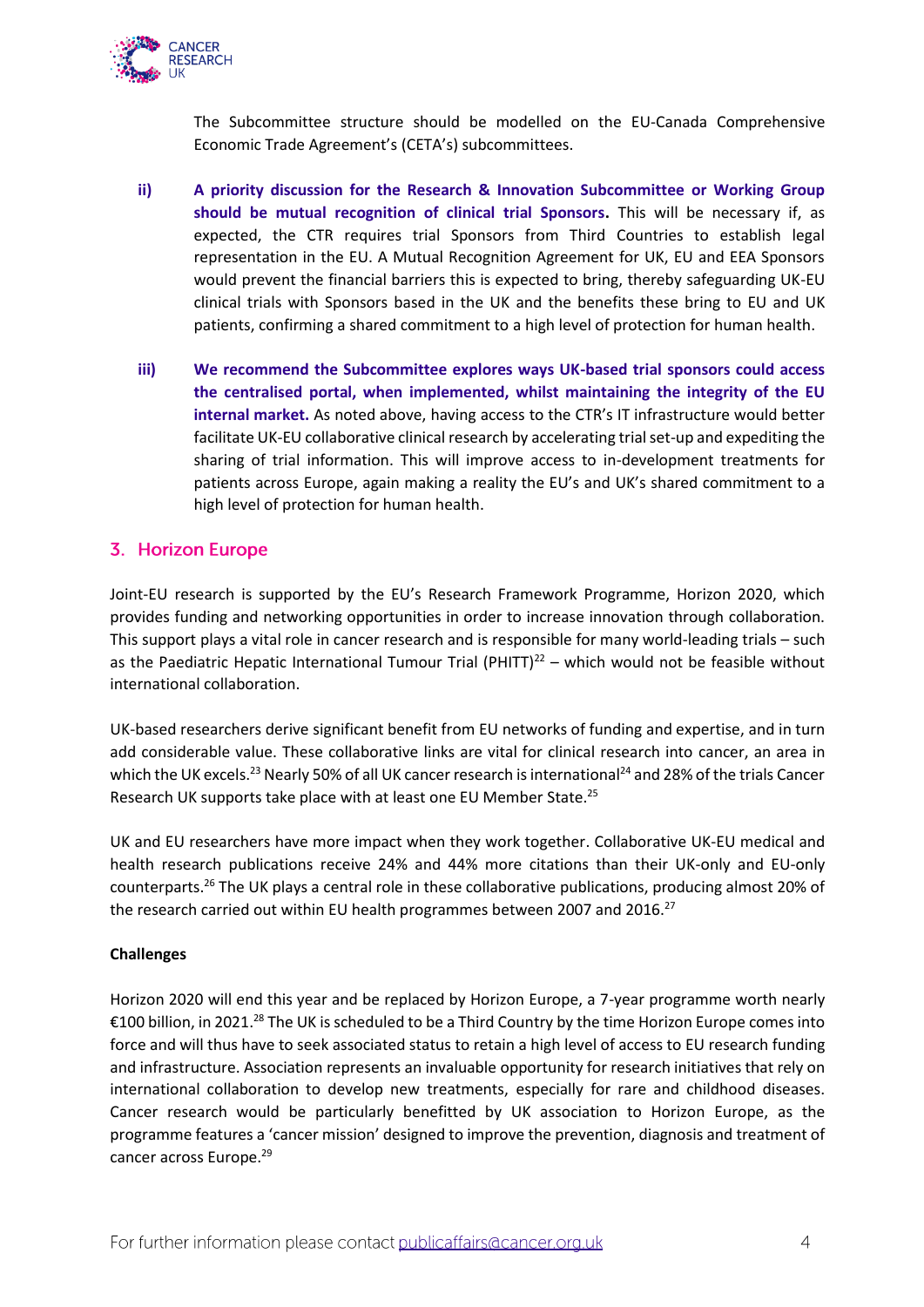The Subcommittee structure should be modelled on the EU-Canada Comprehensive Economic Trade Agreement's (CETA's) subcommittees.

ii) **A priority discussion for the Research & Innovation Subcommittee or Working Group should be mutual recognition of clinical trial Sponsors.** This will be necessary if, as expected, the CTR requires trial Sponsors from Third Countries to establish legal representation in the EU. A Mutual Recognition Agreement for UK, EU and EEA Sponsors would prevent the financial barriers this is expected to bring, thereby safeguarding UK-EU clinical trials with Sponsors based in the UK and the benefits these bring to EU and UK patients, confirming a shared commitment to a high level of protection for human health.

iii) **We recommend the Subcommittee explores ways UK-based trial sponsors could access the centralised portal, when implemented, whilst maintaining the integrity of the EU internal market.** As noted above, having access to the CTR's IT infrastructure would better facilitate UK-EU collaborative clinical research by accelerating trial set-up and expediting the sharing of trial information. This will improve access to in-development treatments for patients across Europe, again making a reality the EU's and UK's shared commitment to a high level of protection for human health.

## 3. Horizon Europe

Joint-EU research is supported by the EU's Research Framework Programme, Horizon 2020, which provides funding and networking opportunities in order to increase innovation through collaboration. This support plays a vital role in cancer research and is responsible for many world-leading trials – such as the Paediatric Hepatic International Tumour Trial (PHITT)[22] – which would not be feasible without international collaboration.

UK-based researchers derive significant benefit from EU networks of funding and expertise, and in turn add considerable value. These collaborative links are vital for clinical research into cancer, an area in which the UK excels.[23] Nearly 50% of all UK cancer research is international[24] and 28% of the trials Cancer Research UK supports take place with at least one EU Member State.[25]

UK and EU researchers have more impact when they work together. Collaborative UK-EU medical and health research publications receive 24% and 44% more citations than their UK-only and EU-only counterparts.[26] The UK plays a central role in these collaborative publications, producing almost 20% of the research carried out within EU health programmes between 2007 and 2016.[27]

**Challenges**

Horizon 2020 will end this year and be replaced by Horizon Europe, a 7-year programme worth nearly €100 billion, in 2021.[28] The UK is scheduled to be a Third Country by the time Horizon Europe comes into force and will thus have to seek associated status to retain a high level of access to EU research funding and infrastructure. Association represents an invaluable opportunity for research initiatives that rely on international collaboration to develop new treatments, especially for rare and childhood diseases. Cancer research would be particularly benefitted by UK association to Horizon Europe, as the programme features a 'cancer mission' designed to improve the prevention, diagnosis and treatment of cancer across Europe.[29]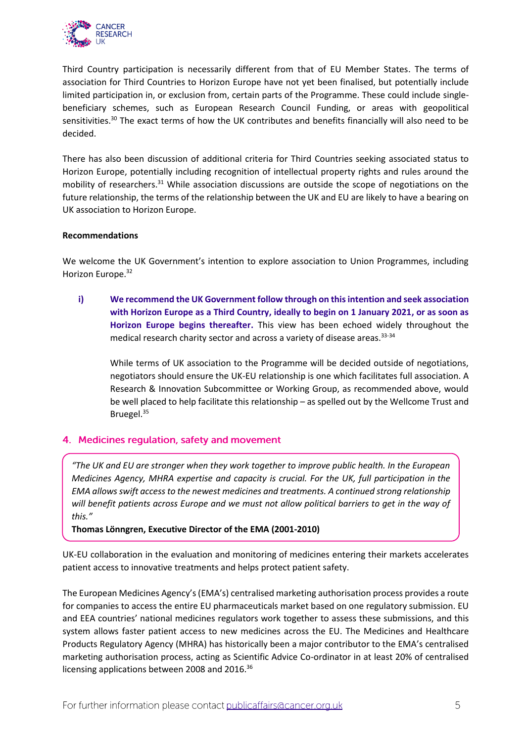Third Country participation is necessarily different from that of EU Member States. The terms of association for Third Countries to Horizon Europe have not yet been finalised, but potentially include limited participation in, or exclusion from, certain parts of the Programme. These could include single-beneficiary schemes, such as European Research Council Funding, or areas with geopolitical sensitivities.[30] The exact terms of how the UK contributes and benefits financially will also need to be decided.

There has also been discussion of additional criteria for Third Countries seeking associated status to Horizon Europe, potentially including recognition of intellectual property rights and rules around the mobility of researchers.[31] While association discussions are outside the scope of negotiations on the future relationship, the terms of the relationship between the UK and EU are likely to have a bearing on UK association to Horizon Europe.

**Recommendations**

We welcome the UK Government's intention to explore association to Union Programmes, including Horizon Europe.[32]

i) **We recommend the UK Government follow through on this intention and seek association with Horizon Europe as a Third Country, ideally to begin on 1 January 2021, or as soon as Horizon Europe begins thereafter.** This view has been echoed widely throughout the medical research charity sector and across a variety of disease areas.[33-34]

While terms of UK association to the Programme will be decided outside of negotiations, negotiators should ensure the UK-EU relationship is one which facilitates full association. A Research & Innovation Subcommittee or Working Group, as recommended above, would be well placed to help facilitate this relationship – as spelled out by the Wellcome Trust and Bruegel.[35]

## 4. Medicines regulation, safety and movement

> *"The UK and EU are stronger when they work together to improve public health. In the European Medicines Agency, MHRA expertise and capacity is crucial. For the UK, full participation in the EMA allows swift access to the newest medicines and treatments. A continued strong relationship will benefit patients across Europe and we must not allow political barriers to get in the way of this."*
>
> **Thomas Lönngren, Executive Director of the EMA (2001-2010)**

UK-EU collaboration in the evaluation and monitoring of medicines entering their markets accelerates patient access to innovative treatments and helps protect patient safety.

The European Medicines Agency's (EMA's) centralised marketing authorisation process provides a route for companies to access the entire EU pharmaceuticals market based on one regulatory submission. EU and EEA countries' national medicines regulators work together to assess these submissions, and this system allows faster patient access to new medicines across the EU. The Medicines and Healthcare Products Regulatory Agency (MHRA) has historically been a major contributor to the EMA's centralised marketing authorisation process, acting as Scientific Advice Co-ordinator in at least 20% of centralised licensing applications between 2008 and 2016.[36]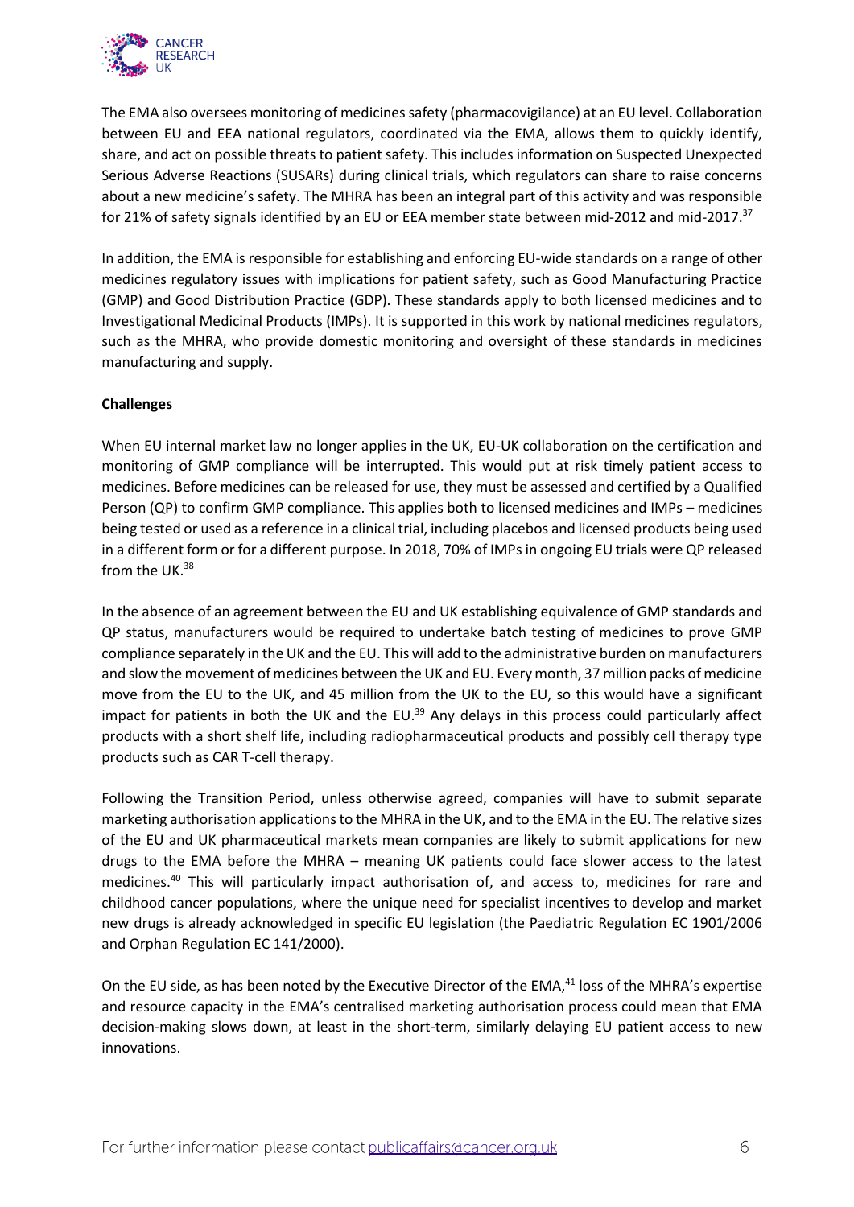The EMA also oversees monitoring of medicines safety (pharmacovigilance) at an EU level. Collaboration between EU and EEA national regulators, coordinated via the EMA, allows them to quickly identify, share, and act on possible threats to patient safety. This includes information on Suspected Unexpected Serious Adverse Reactions (SUSARs) during clinical trials, which regulators can share to raise concerns about a new medicine's safety. The MHRA has been an integral part of this activity and was responsible for 21% of safety signals identified by an EU or EEA member state between mid-2012 and mid-2017.[37]

In addition, the EMA is responsible for establishing and enforcing EU-wide standards on a range of other medicines regulatory issues with implications for patient safety, such as Good Manufacturing Practice (GMP) and Good Distribution Practice (GDP). These standards apply to both licensed medicines and to Investigational Medicinal Products (IMPs). It is supported in this work by national medicines regulators, such as the MHRA, who provide domestic monitoring and oversight of these standards in medicines manufacturing and supply.

**Challenges**

When EU internal market law no longer applies in the UK, EU-UK collaboration on the certification and monitoring of GMP compliance will be interrupted. This would put at risk timely patient access to medicines. Before medicines can be released for use, they must be assessed and certified by a Qualified Person (QP) to confirm GMP compliance. This applies both to licensed medicines and IMPs – medicines being tested or used as a reference in a clinical trial, including placebos and licensed products being used in a different form or for a different purpose. In 2018, 70% of IMPs in ongoing EU trials were QP released from the UK.[38]

In the absence of an agreement between the EU and UK establishing equivalence of GMP standards and QP status, manufacturers would be required to undertake batch testing of medicines to prove GMP compliance separately in the UK and the EU. This will add to the administrative burden on manufacturers and slow the movement of medicines between the UK and EU. Every month, 37 million packs of medicine move from the EU to the UK, and 45 million from the UK to the EU, so this would have a significant impact for patients in both the UK and the EU.[39] Any delays in this process could particularly affect products with a short shelf life, including radiopharmaceutical products and possibly cell therapy type products such as CAR T-cell therapy.

Following the Transition Period, unless otherwise agreed, companies will have to submit separate marketing authorisation applications to the MHRA in the UK, and to the EMA in the EU. The relative sizes of the EU and UK pharmaceutical markets mean companies are likely to submit applications for new drugs to the EMA before the MHRA – meaning UK patients could face slower access to the latest medicines.[40] This will particularly impact authorisation of, and access to, medicines for rare and childhood cancer populations, where the unique need for specialist incentives to develop and market new drugs is already acknowledged in specific EU legislation (the Paediatric Regulation EC 1901/2006 and Orphan Regulation EC 141/2000).

On the EU side, as has been noted by the Executive Director of the EMA,[41] loss of the MHRA's expertise and resource capacity in the EMA's centralised marketing authorisation process could mean that EMA decision-making slows down, at least in the short-term, similarly delaying EU patient access to new innovations.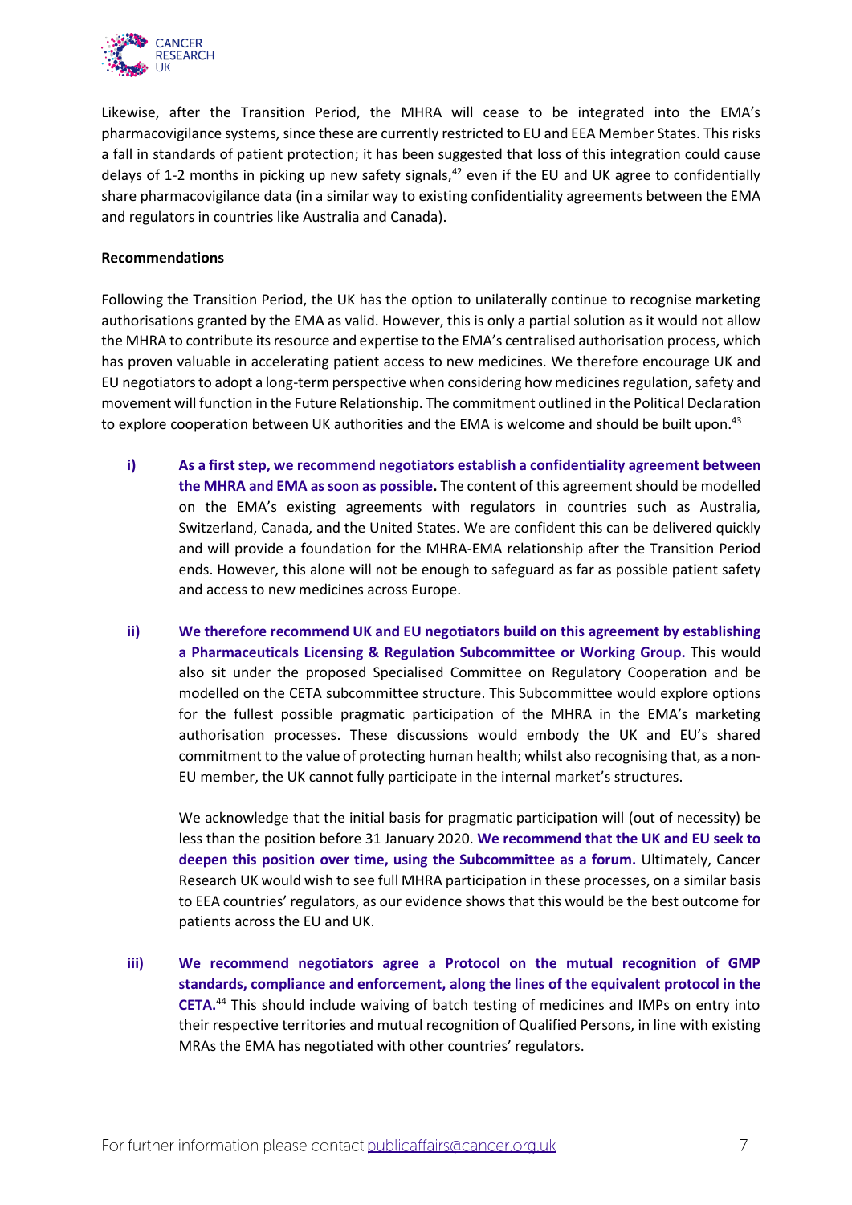Likewise, after the Transition Period, the MHRA will cease to be integrated into the EMA's pharmacovigilance systems, since these are currently restricted to EU and EEA Member States. This risks a fall in standards of patient protection; it has been suggested that loss of this integration could cause delays of 1-2 months in picking up new safety signals,[42] even if the EU and UK agree to confidentially share pharmacovigilance data (in a similar way to existing confidentiality agreements between the EMA and regulators in countries like Australia and Canada).

**Recommendations**

Following the Transition Period, the UK has the option to unilaterally continue to recognise marketing authorisations granted by the EMA as valid. However, this is only a partial solution as it would not allow the MHRA to contribute its resource and expertise to the EMA's centralised authorisation process, which has proven valuable in accelerating patient access to new medicines. We therefore encourage UK and EU negotiators to adopt a long-term perspective when considering how medicines regulation, safety and movement will function in the Future Relationship. The commitment outlined in the Political Declaration to explore cooperation between UK authorities and the EMA is welcome and should be built upon.[43]

i) **As a first step, we recommend negotiators establish a confidentiality agreement between the MHRA and EMA as soon as possible.** The content of this agreement should be modelled on the EMA's existing agreements with regulators in countries such as Australia, Switzerland, Canada, and the United States. We are confident this can be delivered quickly and will provide a foundation for the MHRA-EMA relationship after the Transition Period ends. However, this alone will not be enough to safeguard as far as possible patient safety and access to new medicines across Europe.

ii) **We therefore recommend UK and EU negotiators build on this agreement by establishing a Pharmaceuticals Licensing & Regulation Subcommittee or Working Group.** This would also sit under the proposed Specialised Committee on Regulatory Cooperation and be modelled on the CETA subcommittee structure. This Subcommittee would explore options for the fullest possible pragmatic participation of the MHRA in the EMA's marketing authorisation processes. These discussions would embody the UK and EU's shared commitment to the value of protecting human health; whilst also recognising that, as a non-EU member, the UK cannot fully participate in the internal market's structures.

   We acknowledge that the initial basis for pragmatic participation will (out of necessity) be less than the position before 31 January 2020. **We recommend that the UK and EU seek to deepen this position over time, using the Subcommittee as a forum.** Ultimately, Cancer Research UK would wish to see full MHRA participation in these processes, on a similar basis to EEA countries' regulators, as our evidence shows that this would be the best outcome for patients across the EU and UK.

iii) **We recommend negotiators agree a Protocol on the mutual recognition of GMP standards, compliance and enforcement, along the lines of the equivalent protocol in the CETA.**[44] This should include waiving of batch testing of medicines and IMPs on entry into their respective territories and mutual recognition of Qualified Persons, in line with existing MRAs the EMA has negotiated with other countries' regulators.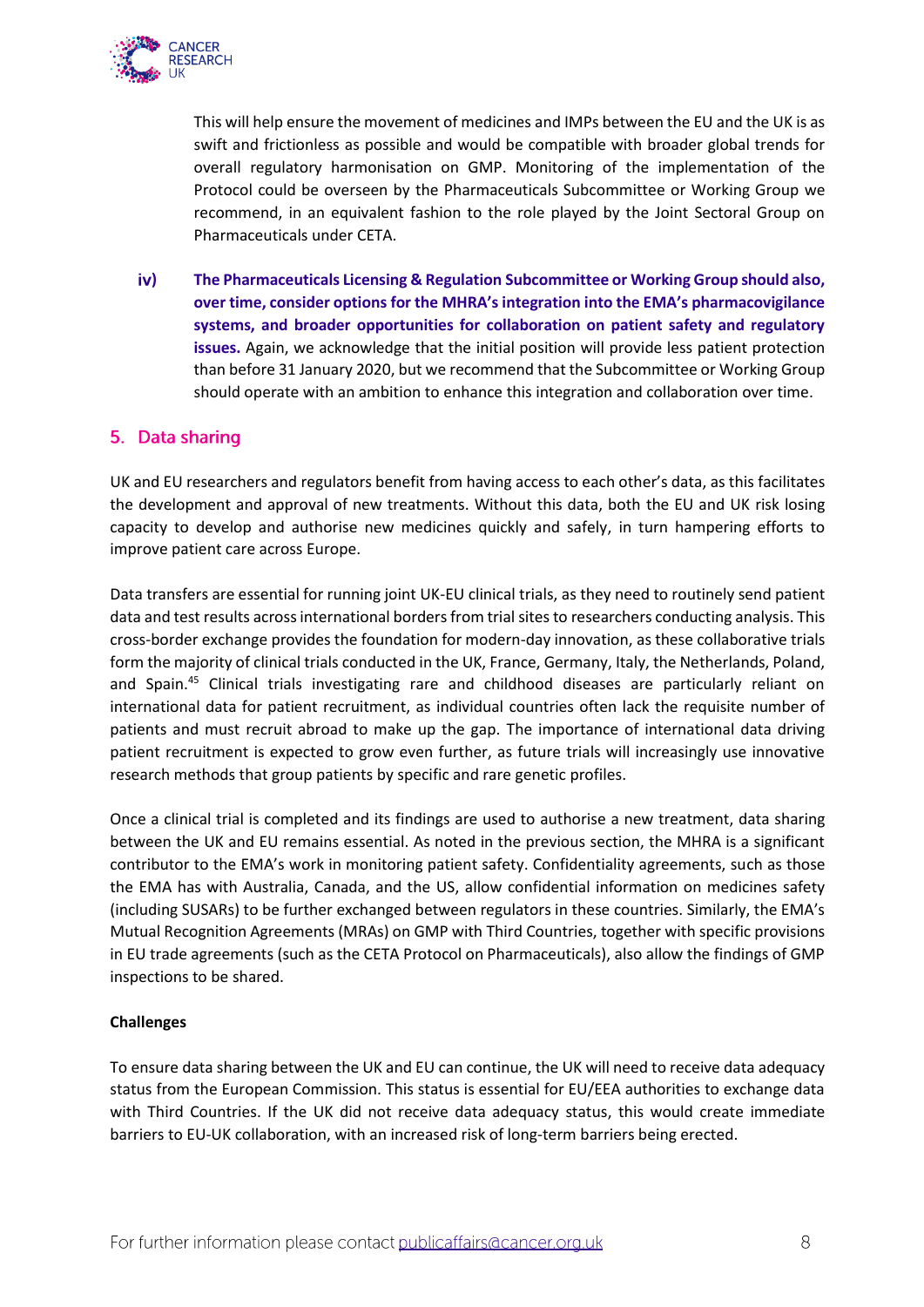This will help ensure the movement of medicines and IMPs between the EU and the UK is as swift and frictionless as possible and would be compatible with broader global trends for overall regulatory harmonisation on GMP. Monitoring of the implementation of the Protocol could be overseen by the Pharmaceuticals Subcommittee or Working Group we recommend, in an equivalent fashion to the role played by the Joint Sectoral Group on Pharmaceuticals under CETA.

iv) **The Pharmaceuticals Licensing & Regulation Subcommittee or Working Group should also, over time, consider options for the MHRA's integration into the EMA's pharmacovigilance systems, and broader opportunities for collaboration on patient safety and regulatory issues.** Again, we acknowledge that the initial position will provide less patient protection than before 31 January 2020, but we recommend that the Subcommittee or Working Group should operate with an ambition to enhance this integration and collaboration over time.

## 5. Data sharing

UK and EU researchers and regulators benefit from having access to each other's data, as this facilitates the development and approval of new treatments. Without this data, both the EU and UK risk losing capacity to develop and authorise new medicines quickly and safely, in turn hampering efforts to improve patient care across Europe.

Data transfers are essential for running joint UK-EU clinical trials, as they need to routinely send patient data and test results across international borders from trial sites to researchers conducting analysis. This cross-border exchange provides the foundation for modern-day innovation, as these collaborative trials form the majority of clinical trials conducted in the UK, France, Germany, Italy, the Netherlands, Poland, and Spain.[45] Clinical trials investigating rare and childhood diseases are particularly reliant on international data for patient recruitment, as individual countries often lack the requisite number of patients and must recruit abroad to make up the gap. The importance of international data driving patient recruitment is expected to grow even further, as future trials will increasingly use innovative research methods that group patients by specific and rare genetic profiles.

Once a clinical trial is completed and its findings are used to authorise a new treatment, data sharing between the UK and EU remains essential. As noted in the previous section, the MHRA is a significant contributor to the EMA's work in monitoring patient safety. Confidentiality agreements, such as those the EMA has with Australia, Canada, and the US, allow confidential information on medicines safety (including SUSARs) to be further exchanged between regulators in these countries. Similarly, the EMA's Mutual Recognition Agreements (MRAs) on GMP with Third Countries, together with specific provisions in EU trade agreements (such as the CETA Protocol on Pharmaceuticals), also allow the findings of GMP inspections to be shared.

**Challenges**

To ensure data sharing between the UK and EU can continue, the UK will need to receive data adequacy status from the European Commission. This status is essential for EU/EEA authorities to exchange data with Third Countries. If the UK did not receive data adequacy status, this would create immediate barriers to EU-UK collaboration, with an increased risk of long-term barriers being erected.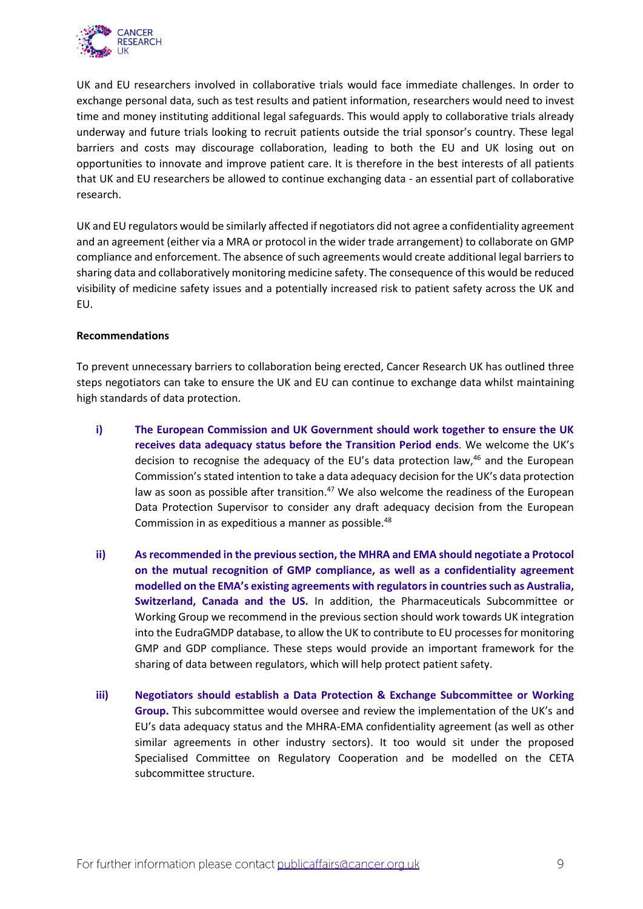UK and EU researchers involved in collaborative trials would face immediate challenges. In order to exchange personal data, such as test results and patient information, researchers would need to invest time and money instituting additional legal safeguards. This would apply to collaborative trials already underway and future trials looking to recruit patients outside the trial sponsor's country. These legal barriers and costs may discourage collaboration, leading to both the EU and UK losing out on opportunities to innovate and improve patient care. It is therefore in the best interests of all patients that UK and EU researchers be allowed to continue exchanging data - an essential part of collaborative research.

UK and EU regulators would be similarly affected if negotiators did not agree a confidentiality agreement and an agreement (either via a MRA or protocol in the wider trade arrangement) to collaborate on GMP compliance and enforcement. The absence of such agreements would create additional legal barriers to sharing data and collaboratively monitoring medicine safety. The consequence of this would be reduced visibility of medicine safety issues and a potentially increased risk to patient safety across the UK and EU.

**Recommendations**

To prevent unnecessary barriers to collaboration being erected, Cancer Research UK has outlined three steps negotiators can take to ensure the UK and EU can continue to exchange data whilst maintaining high standards of data protection.

i) **The European Commission and UK Government should work together to ensure the UK receives data adequacy status before the Transition Period ends**. We welcome the UK's decision to recognise the adequacy of the EU's data protection law,[46] and the European Commission's stated intention to take a data adequacy decision for the UK's data protection law as soon as possible after transition.[47] We also welcome the readiness of the European Data Protection Supervisor to consider any draft adequacy decision from the European Commission in as expeditious a manner as possible.[48]

ii) **As recommended in the previous section, the MHRA and EMA should negotiate a Protocol on the mutual recognition of GMP compliance, as well as a confidentiality agreement modelled on the EMA's existing agreements with regulators in countries such as Australia, Switzerland, Canada and the US.** In addition, the Pharmaceuticals Subcommittee or Working Group we recommend in the previous section should work towards UK integration into the EudraGMDP database, to allow the UK to contribute to EU processes for monitoring GMP and GDP compliance. These steps would provide an important framework for the sharing of data between regulators, which will help protect patient safety.

iii) **Negotiators should establish a Data Protection & Exchange Subcommittee or Working Group.** This subcommittee would oversee and review the implementation of the UK's and EU's data adequacy status and the MHRA-EMA confidentiality agreement (as well as other similar agreements in other industry sectors). It too would sit under the proposed Specialised Committee on Regulatory Cooperation and be modelled on the CETA subcommittee structure.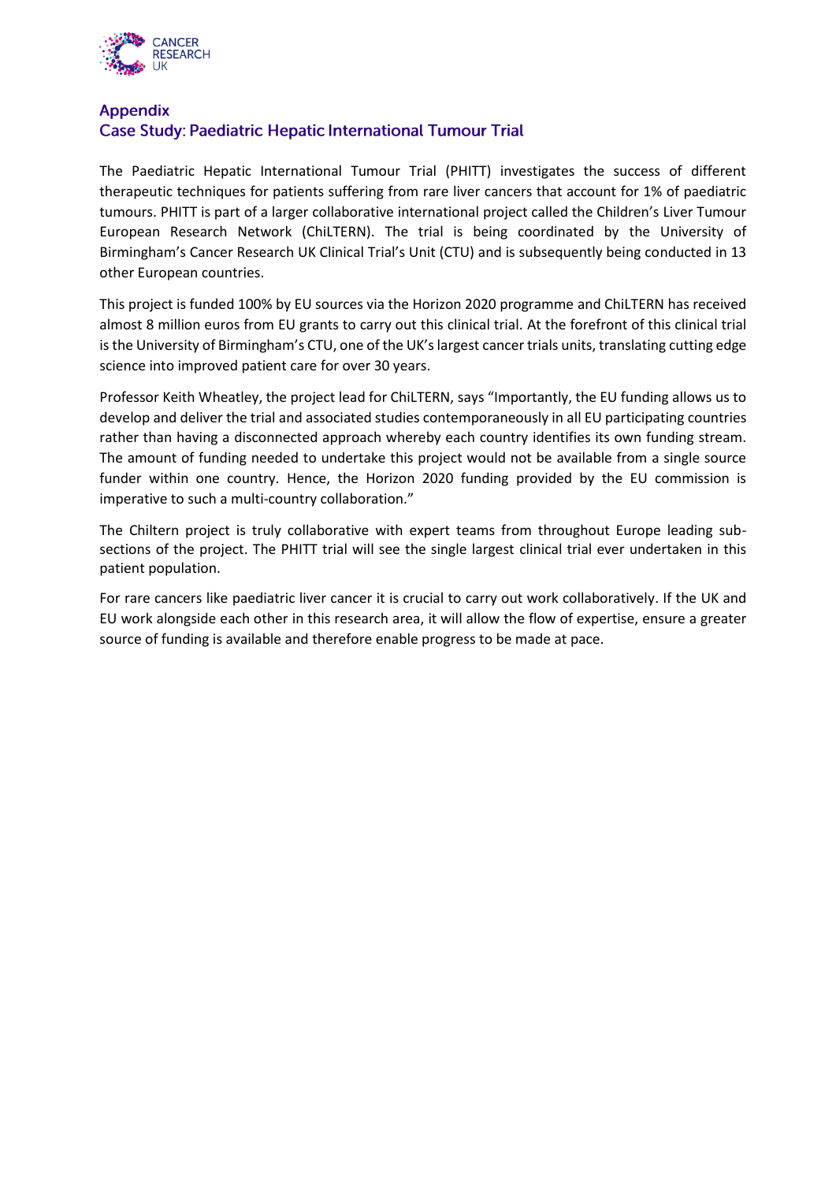## Appendix
## Case Study: Paediatric Hepatic International Tumour Trial

The Paediatric Hepatic International Tumour Trial (PHITT) investigates the success of different therapeutic techniques for patients suffering from rare liver cancers that account for 1% of paediatric tumours. PHITT is part of a larger collaborative international project called the Children's Liver Tumour European Research Network (ChiLTERN). The trial is being coordinated by the University of Birmingham's Cancer Research UK Clinical Trial's Unit (CTU) and is subsequently being conducted in 13 other European countries.

This project is funded 100% by EU sources via the Horizon 2020 programme and ChiLTERN has received almost 8 million euros from EU grants to carry out this clinical trial. At the forefront of this clinical trial is the University of Birmingham's CTU, one of the UK's largest cancer trials units, translating cutting edge science into improved patient care for over 30 years.

Professor Keith Wheatley, the project lead for ChiLTERN, says "Importantly, the EU funding allows us to develop and deliver the trial and associated studies contemporaneously in all EU participating countries rather than having a disconnected approach whereby each country identifies its own funding stream. The amount of funding needed to undertake this project would not be available from a single source funder within one country. Hence, the Horizon 2020 funding provided by the EU commission is imperative to such a multi-country collaboration."

The Chiltern project is truly collaborative with expert teams from throughout Europe leading sub-sections of the project. The PHITT trial will see the single largest clinical trial ever undertaken in this patient population.

For rare cancers like paediatric liver cancer it is crucial to carry out work collaboratively. If the UK and EU work alongside each other in this research area, it will allow the flow of expertise, ensure a greater source of funding is available and therefore enable progress to be made at pace.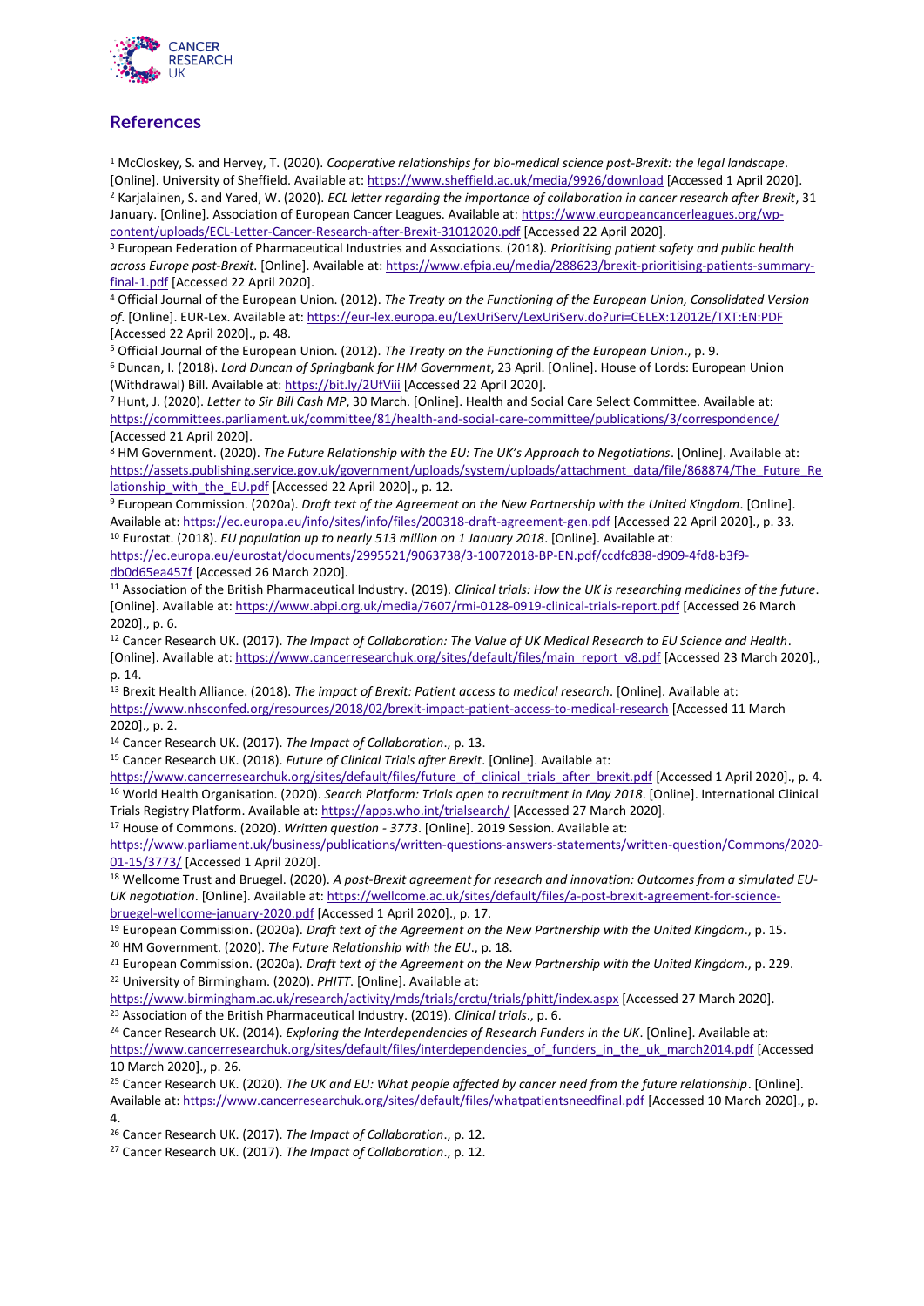## References

[1] McCloskey, S. and Hervey, T. (2020). *Cooperative relationships for bio-medical science post-Brexit: the legal landscape*. [Online]. University of Sheffield. Available at: https://www.sheffield.ac.uk/media/9926/download [Accessed 1 April 2020].

[2] Karjalainen, S. and Yared, W. (2020). *ECL letter regarding the importance of collaboration in cancer research after Brexit*, 31 January. [Online]. Association of European Cancer Leagues. Available at: https://www.europeancancerleagues.org/wp-content/uploads/ECL-Letter-Cancer-Research-after-Brexit-31012020.pdf [Accessed 22 April 2020].

[3] European Federation of Pharmaceutical Industries and Associations. (2018). *Prioritising patient safety and public health across Europe post-Brexit*. [Online]. Available at: https://www.efpia.eu/media/288623/brexit-prioritising-patients-summary-final-1.pdf [Accessed 22 April 2020].

[4] Official Journal of the European Union. (2012). *The Treaty on the Functioning of the European Union, Consolidated Version of*. [Online]. EUR-Lex. Available at: https://eur-lex.europa.eu/LexUriServ/LexUriServ.do?uri=CELEX:12012E/TXT:EN:PDF [Accessed 22 April 2020]., p. 48.

[5] Official Journal of the European Union. (2012). *The Treaty on the Functioning of the European Union*., p. 9.

[6] Duncan, I. (2018). *Lord Duncan of Springbank for HM Government*, 23 April. [Online]. House of Lords: European Union (Withdrawal) Bill. Available at: https://bit.ly/2UfViii [Accessed 22 April 2020].

[7] Hunt, J. (2020). *Letter to Sir Bill Cash MP*, 30 March. [Online]. Health and Social Care Select Committee. Available at: https://committees.parliament.uk/committee/81/health-and-social-care-committee/publications/3/correspondence/ [Accessed 21 April 2020].

[8] HM Government. (2020). *The Future Relationship with the EU: The UK's Approach to Negotiations*. [Online]. Available at: https://assets.publishing.service.gov.uk/government/uploads/system/uploads/attachment_data/file/868874/The_Future_Relationship_with_the_EU.pdf [Accessed 22 April 2020]., p. 12.

[9] European Commission. (2020a). *Draft text of the Agreement on the New Partnership with the United Kingdom*. [Online]. Available at: https://ec.europa.eu/info/sites/info/files/200318-draft-agreement-gen.pdf [Accessed 22 April 2020]., p. 33.

[10] Eurostat. (2018). *EU population up to nearly 513 million on 1 January 2018*. [Online]. Available at: https://ec.europa.eu/eurostat/documents/2995521/9063738/3-10072018-BP-EN.pdf/ccdfc838-d909-4fd8-b3f9-db0d65ea457f [Accessed 26 March 2020].

[11] Association of the British Pharmaceutical Industry. (2019). *Clinical trials: How the UK is researching medicines of the future*. [Online]. Available at: https://www.abpi.org.uk/media/7607/rmi-0128-0919-clinical-trials-report.pdf [Accessed 26 March 2020]., p. 6.

[12] Cancer Research UK. (2017). *The Impact of Collaboration: The Value of UK Medical Research to EU Science and Health*. [Online]. Available at: https://www.cancerresearchuk.org/sites/default/files/main_report_v8.pdf [Accessed 23 March 2020]., p. 14.

[13] Brexit Health Alliance. (2018). *The impact of Brexit: Patient access to medical research*. [Online]. Available at: https://www.nhsconfed.org/resources/2018/02/brexit-impact-patient-access-to-medical-research [Accessed 11 March 2020]., p. 2.

[14] Cancer Research UK. (2017). *The Impact of Collaboration*., p. 13.

[15] Cancer Research UK. (2018). *Future of Clinical Trials after Brexit*. [Online]. Available at: https://www.cancerresearchuk.org/sites/default/files/future_of_clinical_trials_after_brexit.pdf [Accessed 1 April 2020]., p. 4.

[16] World Health Organisation. (2020). *Search Platform: Trials open to recruitment in May 2018*. [Online]. International Clinical Trials Registry Platform. Available at: https://apps.who.int/trialsearch/ [Accessed 27 March 2020].

[17] House of Commons. (2020). *Written question - 3773*. [Online]. 2019 Session. Available at: https://www.parliament.uk/business/publications/written-questions-answers-statements/written-question/Commons/2020-01-15/3773/ [Accessed 1 April 2020].

[18] Wellcome Trust and Bruegel. (2020). *A post-Brexit agreement for research and innovation: Outcomes from a simulated EU-UK negotiation*. [Online]. Available at: https://wellcome.ac.uk/sites/default/files/a-post-brexit-agreement-for-science-bruegel-wellcome-january-2020.pdf [Accessed 1 April 2020]., p. 17.

[19] European Commission. (2020a). *Draft text of the Agreement on the New Partnership with the United Kingdom*., p. 15.

[20] HM Government. (2020). *The Future Relationship with the EU*., p. 18.

[21] European Commission. (2020a). *Draft text of the Agreement on the New Partnership with the United Kingdom*., p. 229.

[22] University of Birmingham. (2020). *PHITT*. [Online]. Available at: https://www.birmingham.ac.uk/research/activity/mds/trials/crctu/trials/phitt/index.aspx [Accessed 27 March 2020].

[23] Association of the British Pharmaceutical Industry. (2019). *Clinical trials*., p. 6.

[24] Cancer Research UK. (2014). *Exploring the Interdependencies of Research Funders in the UK*. [Online]. Available at: https://www.cancerresearchuk.org/sites/default/files/interdependencies_of_funders_in_the_uk_march2014.pdf [Accessed 10 March 2020]., p. 26.

[25] Cancer Research UK. (2020). *The UK and EU: What people affected by cancer need from the future relationship*. [Online]. Available at: https://www.cancerresearchuk.org/sites/default/files/whatpatientsneedfinal.pdf [Accessed 10 March 2020]., p. 4.

[26] Cancer Research UK. (2017). *The Impact of Collaboration*., p. 12.

[27] Cancer Research UK. (2017). *The Impact of Collaboration*., p. 12.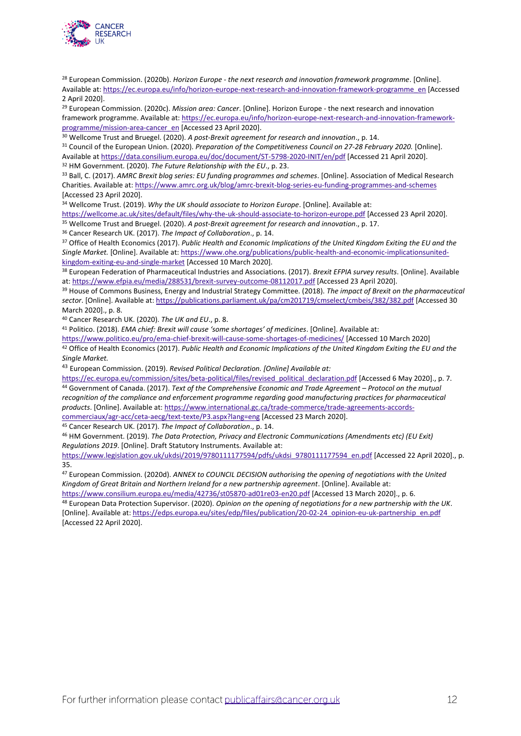[28] European Commission. (2020b). *Horizon Europe - the next research and innovation framework programme*. [Online]. Available at: https://ec.europa.eu/info/horizon-europe-next-research-and-innovation-framework-programme_en [Accessed 2 April 2020].

[29] European Commission. (2020c). *Mission area: Cancer*. [Online]. Horizon Europe - the next research and innovation framework programme. Available at: https://ec.europa.eu/info/horizon-europe-next-research-and-innovation-framework-programme/mission-area-cancer_en [Accessed 23 April 2020].

[30] Wellcome Trust and Bruegel. (2020). *A post-Brexit agreement for research and innovation*., p. 14.

[31] Council of the European Union. (2020). *Preparation of the Competitiveness Council on 27-28 February 2020.* [Online]. Available at https://data.consilium.europa.eu/doc/document/ST-5798-2020-INIT/en/pdf [Accessed 21 April 2020].

[32] HM Government. (2020). *The Future Relationship with the EU*., p. 23.

[33] Ball, C. (2017). *AMRC Brexit blog series: EU funding programmes and schemes*. [Online]. Association of Medical Research Charities. Available at: https://www.amrc.org.uk/blog/amrc-brexit-blog-series-eu-funding-programmes-and-schemes [Accessed 23 April 2020].

[34] Wellcome Trust. (2019). *Why the UK should associate to Horizon Europe*. [Online]. Available at: https://wellcome.ac.uk/sites/default/files/why-the-uk-should-associate-to-horizon-europe.pdf [Accessed 23 April 2020].

[35] Wellcome Trust and Bruegel. (2020). *A post-Brexit agreement for research and innovation*., p. 17.

[36] Cancer Research UK. (2017). *The Impact of Collaboration*., p. 14.

[37] Office of Health Economics (2017). *Public Health and Economic Implications of the United Kingdom Exiting the EU and the Single Market.* [Online]. Available at: https://www.ohe.org/publications/public-health-and-economic-implicationsunited-kingdom-exiting-eu-and-single-market [Accessed 10 March 2020].

[38] European Federation of Pharmaceutical Industries and Associations. (2017). *Brexit EFPIA survey results*. [Online]. Available at: https://www.efpia.eu/media/288531/brexit-survey-outcome-08112017.pdf [Accessed 23 April 2020].

[39] House of Commons Business, Energy and Industrial Strategy Committee. (2018). *The impact of Brexit on the pharmaceutical sector*. [Online]. Available at: https://publications.parliament.uk/pa/cm201719/cmselect/cmbeis/382/382.pdf [Accessed 30 March 2020]., p. 8.

[40] Cancer Research UK. (2020). *The UK and EU*., p. 8.

[41] Politico. (2018). *EMA chief: Brexit will cause 'some shortages' of medicines*. [Online]. Available at: https://www.politico.eu/pro/ema-chief-brexit-will-cause-some-shortages-of-medicines/ [Accessed 10 March 2020]

[42] Office of Health Economics (2017). *Public Health and Economic Implications of the United Kingdom Exiting the EU and the Single Market.*

[43] European Commission. (2019). *Revised Political Declaration. [Online] Available at:* https://ec.europa.eu/commission/sites/beta-political/files/revised_political_declaration.pdf [Accessed 6 May 2020]., p. 7.

[44] Government of Canada. (2017). *Text of the Comprehensive Economic and Trade Agreement – Protocol on the mutual recognition of the compliance and enforcement programme regarding good manufacturing practices for pharmaceutical products*. [Online]. Available at: https://www.international.gc.ca/trade-commerce/trade-agreements-accords-commerciaux/agr-acc/ceta-aecg/text-texte/P3.aspx?lang=eng [Accessed 23 March 2020].

[45] Cancer Research UK. (2017). *The Impact of Collaboration*., p. 14.

[46] HM Government. (2019). *The Data Protection, Privacy and Electronic Communications (Amendments etc) (EU Exit) Regulations 2019*. [Online]. Draft Statutory Instruments. Available at: https://www.legislation.gov.uk/ukdsi/2019/9780111177594/pdfs/ukdsi_9780111177594_en.pdf [Accessed 22 April 2020]., p. 35.

[47] European Commission. (2020d). *ANNEX to COUNCIL DECISION authorising the opening of negotiations with the United Kingdom of Great Britain and Northern Ireland for a new partnership agreement*. [Online]. Available at: https://www.consilium.europa.eu/media/42736/st05870-ad01re03-en20.pdf [Accessed 13 March 2020]., p. 6.

[48] European Data Protection Supervisor. (2020). *Opinion on the opening of negotiations for a new partnership with the UK*. [Online]. Available at: https://edps.europa.eu/sites/edp/files/publication/20-02-24_opinion-eu-uk-partnership_en.pdf [Accessed 22 April 2020].